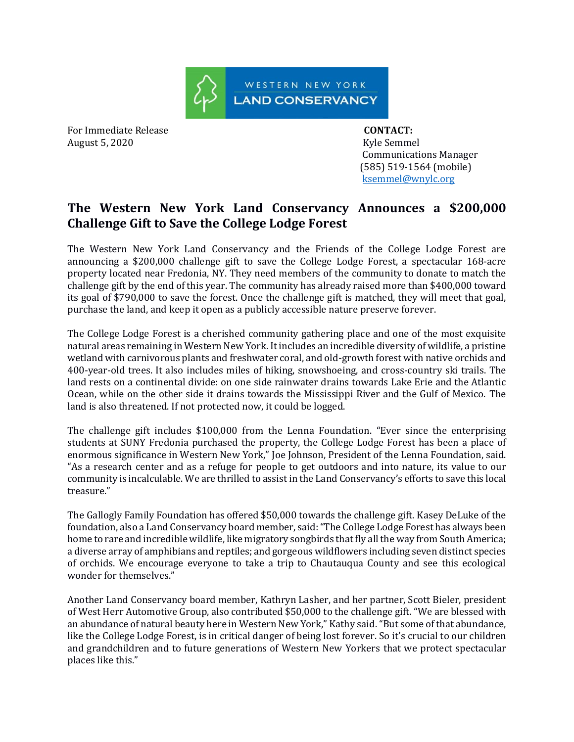WESTERN NEW YORK
LAND CONSERVANCY

For Immediate Release
August 5, 2020

**CONTACT:**
Kyle Semmel
Communications Manager
(585) 519-1564 (mobile)
ksemmel@wnylc.org

## The Western New York Land Conservancy Announces a $200,000 Challenge Gift to Save the College Lodge Forest

The Western New York Land Conservancy and the Friends of the College Lodge Forest are announcing a $200,000 challenge gift to save the College Lodge Forest, a spectacular 168-acre property located near Fredonia, NY. They need members of the community to donate to match the challenge gift by the end of this year. The community has already raised more than $400,000 toward its goal of $790,000 to save the forest. Once the challenge gift is matched, they will meet that goal, purchase the land, and keep it open as a publicly accessible nature preserve forever.

The College Lodge Forest is a cherished community gathering place and one of the most exquisite natural areas remaining in Western New York. It includes an incredible diversity of wildlife, a pristine wetland with carnivorous plants and freshwater coral, and old-growth forest with native orchids and 400-year-old trees. It also includes miles of hiking, snowshoeing, and cross-country ski trails. The land rests on a continental divide: on one side rainwater drains towards Lake Erie and the Atlantic Ocean, while on the other side it drains towards the Mississippi River and the Gulf of Mexico. The land is also threatened. If not protected now, it could be logged.

The challenge gift includes $100,000 from the Lenna Foundation. "Ever since the enterprising students at SUNY Fredonia purchased the property, the College Lodge Forest has been a place of enormous significance in Western New York," Joe Johnson, President of the Lenna Foundation, said. "As a research center and as a refuge for people to get outdoors and into nature, its value to our community is incalculable. We are thrilled to assist in the Land Conservancy's efforts to save this local treasure."

The Gallogly Family Foundation has offered $50,000 towards the challenge gift. Kasey DeLuke of the foundation, also a Land Conservancy board member, said: "The College Lodge Forest has always been home to rare and incredible wildlife, like migratory songbirds that fly all the way from South America; a diverse array of amphibians and reptiles; and gorgeous wildflowers including seven distinct species of orchids. We encourage everyone to take a trip to Chautauqua County and see this ecological wonder for themselves."

Another Land Conservancy board member, Kathryn Lasher, and her partner, Scott Bieler, president of West Herr Automotive Group, also contributed $50,000 to the challenge gift. "We are blessed with an abundance of natural beauty here in Western New York," Kathy said. "But some of that abundance, like the College Lodge Forest, is in critical danger of being lost forever. So it's crucial to our children and grandchildren and to future generations of Western New Yorkers that we protect spectacular places like this."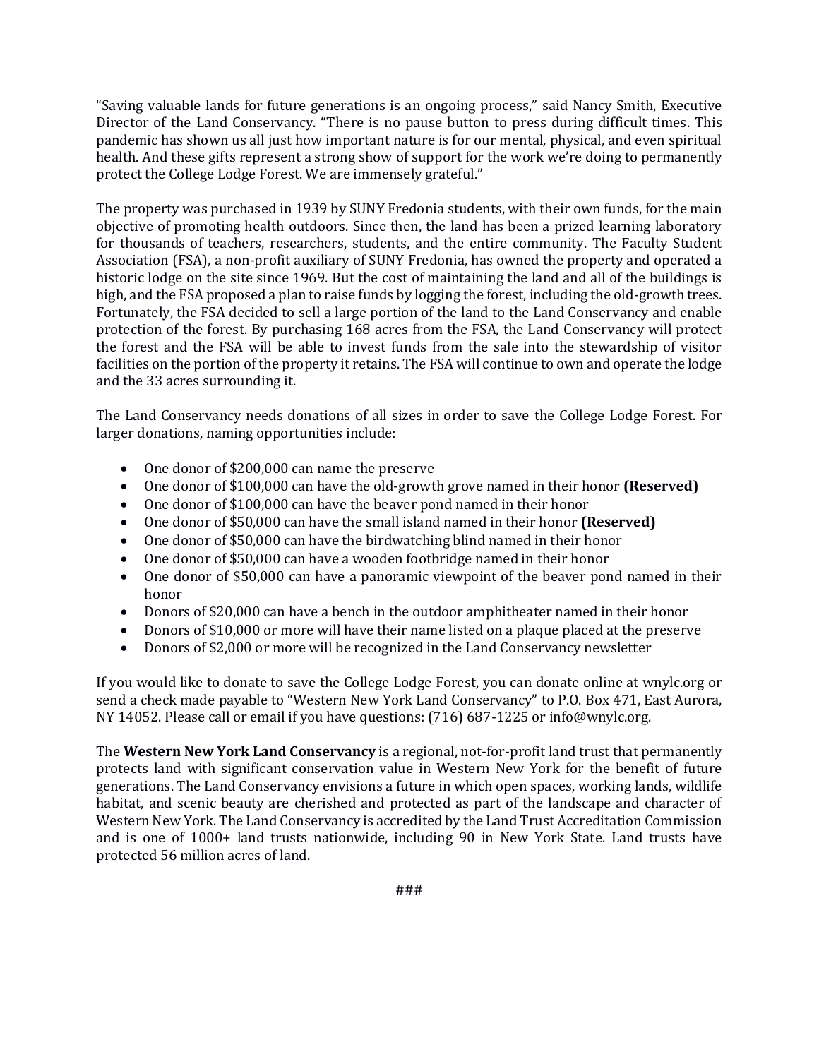"Saving valuable lands for future generations is an ongoing process," said Nancy Smith, Executive Director of the Land Conservancy. "There is no pause button to press during difficult times. This pandemic has shown us all just how important nature is for our mental, physical, and even spiritual health. And these gifts represent a strong show of support for the work we're doing to permanently protect the College Lodge Forest. We are immensely grateful."

The property was purchased in 1939 by SUNY Fredonia students, with their own funds, for the main objective of promoting health outdoors. Since then, the land has been a prized learning laboratory for thousands of teachers, researchers, students, and the entire community. The Faculty Student Association (FSA), a non-profit auxiliary of SUNY Fredonia, has owned the property and operated a historic lodge on the site since 1969. But the cost of maintaining the land and all of the buildings is high, and the FSA proposed a plan to raise funds by logging the forest, including the old-growth trees. Fortunately, the FSA decided to sell a large portion of the land to the Land Conservancy and enable protection of the forest. By purchasing 168 acres from the FSA, the Land Conservancy will protect the forest and the FSA will be able to invest funds from the sale into the stewardship of visitor facilities on the portion of the property it retains. The FSA will continue to own and operate the lodge and the 33 acres surrounding it.

The Land Conservancy needs donations of all sizes in order to save the College Lodge Forest. For larger donations, naming opportunities include:

- One donor of $200,000 can name the preserve
- One donor of $100,000 can have the old-growth grove named in their honor **(Reserved)**
- One donor of $100,000 can have the beaver pond named in their honor
- One donor of $50,000 can have the small island named in their honor **(Reserved)**
- One donor of $50,000 can have the birdwatching blind named in their honor
- One donor of $50,000 can have a wooden footbridge named in their honor
- One donor of $50,000 can have a panoramic viewpoint of the beaver pond named in their honor
- Donors of $20,000 can have a bench in the outdoor amphitheater named in their honor
- Donors of $10,000 or more will have their name listed on a plaque placed at the preserve
- Donors of $2,000 or more will be recognized in the Land Conservancy newsletter

If you would like to donate to save the College Lodge Forest, you can donate online at wnylc.org or send a check made payable to "Western New York Land Conservancy" to P.O. Box 471, East Aurora, NY 14052. Please call or email if you have questions: (716) 687-1225 or info@wnylc.org.

The **Western New York Land Conservancy** is a regional, not-for-profit land trust that permanently protects land with significant conservation value in Western New York for the benefit of future generations. The Land Conservancy envisions a future in which open spaces, working lands, wildlife habitat, and scenic beauty are cherished and protected as part of the landscape and character of Western New York. The Land Conservancy is accredited by the Land Trust Accreditation Commission and is one of 1000+ land trusts nationwide, including 90 in New York State. Land trusts have protected 56 million acres of land.

###